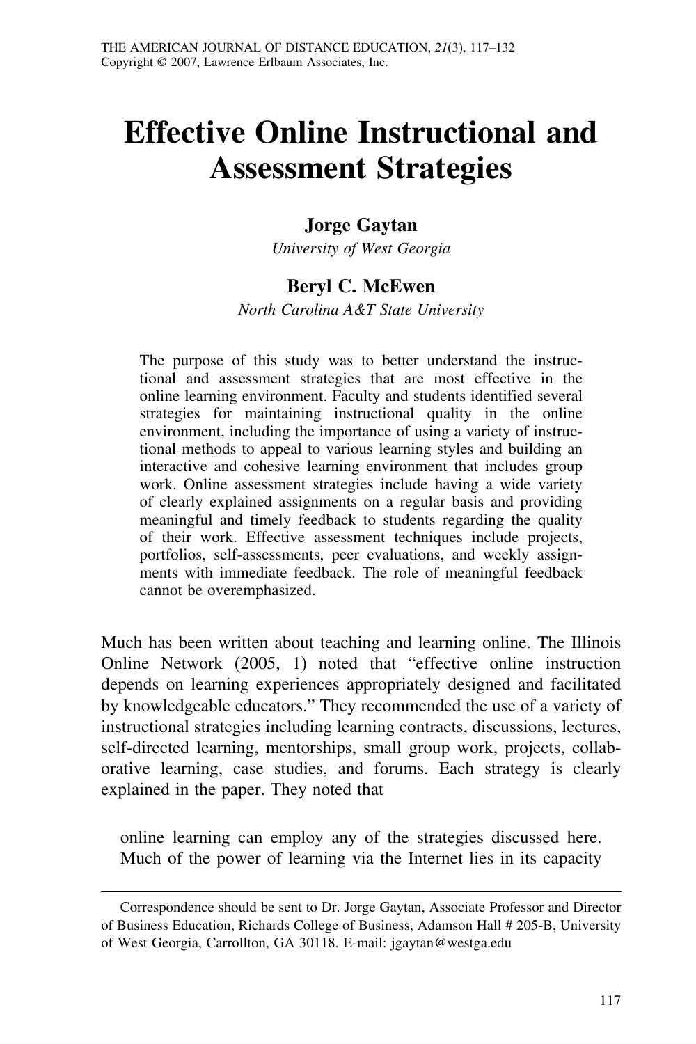# Effective Online Instructional and Assessment Strategies

**Jorge Gaytan**
*University of West Georgia*

**Beryl C. McEwen**
*North Carolina A&T State University*

The purpose of this study was to better understand the instructional and assessment strategies that are most effective in the online learning environment. Faculty and students identified several strategies for maintaining instructional quality in the online environment, including the importance of using a variety of instructional methods to appeal to various learning styles and building an interactive and cohesive learning environment that includes group work. Online assessment strategies include having a wide variety of clearly explained assignments on a regular basis and providing meaningful and timely feedback to students regarding the quality of their work. Effective assessment techniques include projects, portfolios, self-assessments, peer evaluations, and weekly assignments with immediate feedback. The role of meaningful feedback cannot be overemphasized.

Much has been written about teaching and learning online. The Illinois Online Network (2005, 1) noted that "effective online instruction depends on learning experiences appropriately designed and facilitated by knowledgeable educators." They recommended the use of a variety of instructional strategies including learning contracts, discussions, lectures, self-directed learning, mentorships, small group work, projects, collaborative learning, case studies, and forums. Each strategy is clearly explained in the paper. They noted that

> online learning can employ any of the strategies discussed here. Much of the power of learning via the Internet lies in its capacity

---

Correspondence should be sent to Dr. Jorge Gaytan, Associate Professor and Director of Business Education, Richards College of Business, Adamson Hall # 205-B, University of West Georgia, Carrollton, GA 30118. E-mail: jgaytan@westga.edu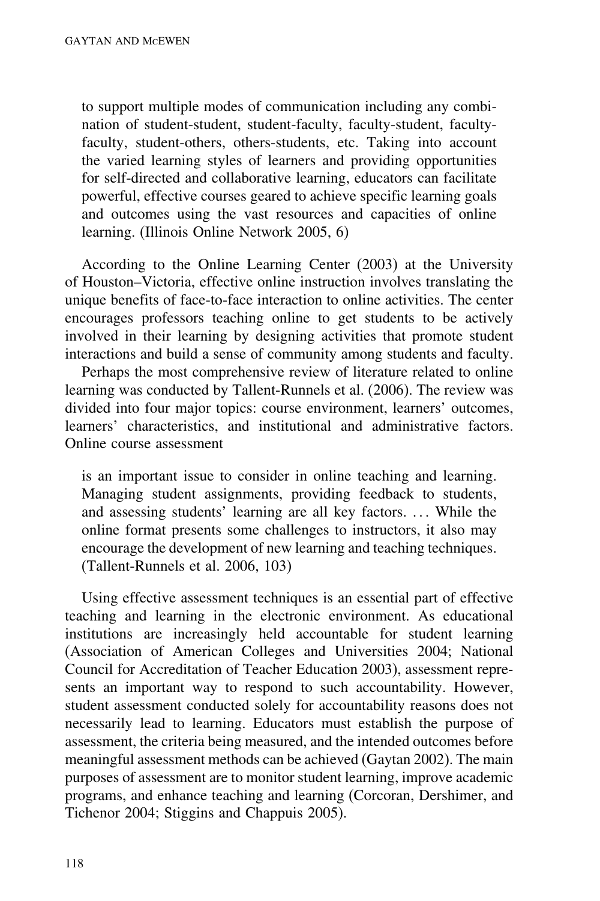> to support multiple modes of communication including any combination of student-student, student-faculty, faculty-student, faculty-faculty, student-others, others-students, etc. Taking into account the varied learning styles of learners and providing opportunities for self-directed and collaborative learning, educators can facilitate powerful, effective courses geared to achieve specific learning goals and outcomes using the vast resources and capacities of online learning. (Illinois Online Network 2005, 6)

According to the Online Learning Center (2003) at the University of Houston–Victoria, effective online instruction involves translating the unique benefits of face-to-face interaction to online activities. The center encourages professors teaching online to get students to be actively involved in their learning by designing activities that promote student interactions and build a sense of community among students and faculty.

Perhaps the most comprehensive review of literature related to online learning was conducted by Tallent-Runnels et al. (2006). The review was divided into four major topics: course environment, learners' outcomes, learners' characteristics, and institutional and administrative factors. Online course assessment

> is an important issue to consider in online teaching and learning. Managing student assignments, providing feedback to students, and assessing students' learning are all key factors. . . . While the online format presents some challenges to instructors, it also may encourage the development of new learning and teaching techniques. (Tallent-Runnels et al. 2006, 103)

Using effective assessment techniques is an essential part of effective teaching and learning in the electronic environment. As educational institutions are increasingly held accountable for student learning (Association of American Colleges and Universities 2004; National Council for Accreditation of Teacher Education 2003), assessment represents an important way to respond to such accountability. However, student assessment conducted solely for accountability reasons does not necessarily lead to learning. Educators must establish the purpose of assessment, the criteria being measured, and the intended outcomes before meaningful assessment methods can be achieved (Gaytan 2002). The main purposes of assessment are to monitor student learning, improve academic programs, and enhance teaching and learning (Corcoran, Dershimer, and Tichenor 2004; Stiggins and Chappuis 2005).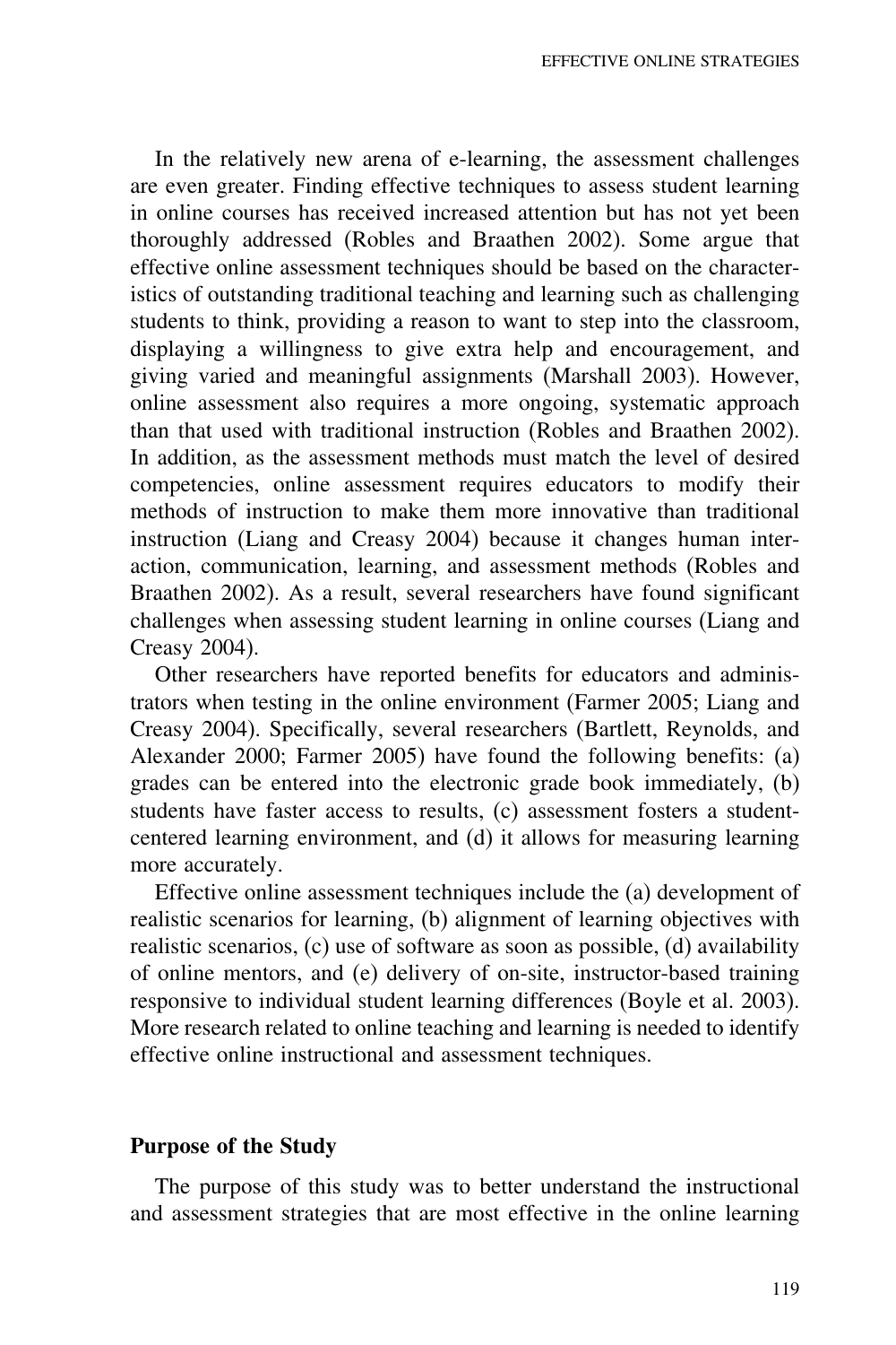In the relatively new arena of e-learning, the assessment challenges are even greater. Finding effective techniques to assess student learning in online courses has received increased attention but has not yet been thoroughly addressed (Robles and Braathen 2002). Some argue that effective online assessment techniques should be based on the characteristics of outstanding traditional teaching and learning such as challenging students to think, providing a reason to want to step into the classroom, displaying a willingness to give extra help and encouragement, and giving varied and meaningful assignments (Marshall 2003). However, online assessment also requires a more ongoing, systematic approach than that used with traditional instruction (Robles and Braathen 2002). In addition, as the assessment methods must match the level of desired competencies, online assessment requires educators to modify their methods of instruction to make them more innovative than traditional instruction (Liang and Creasy 2004) because it changes human interaction, communication, learning, and assessment methods (Robles and Braathen 2002). As a result, several researchers have found significant challenges when assessing student learning in online courses (Liang and Creasy 2004).

Other researchers have reported benefits for educators and administrators when testing in the online environment (Farmer 2005; Liang and Creasy 2004). Specifically, several researchers (Bartlett, Reynolds, and Alexander 2000; Farmer 2005) have found the following benefits: (a) grades can be entered into the electronic grade book immediately, (b) students have faster access to results, (c) assessment fosters a student-centered learning environment, and (d) it allows for measuring learning more accurately.

Effective online assessment techniques include the (a) development of realistic scenarios for learning, (b) alignment of learning objectives with realistic scenarios, (c) use of software as soon as possible, (d) availability of online mentors, and (e) delivery of on-site, instructor-based training responsive to individual student learning differences (Boyle et al. 2003). More research related to online teaching and learning is needed to identify effective online instructional and assessment techniques.

## Purpose of the Study

The purpose of this study was to better understand the instructional and assessment strategies that are most effective in the online learning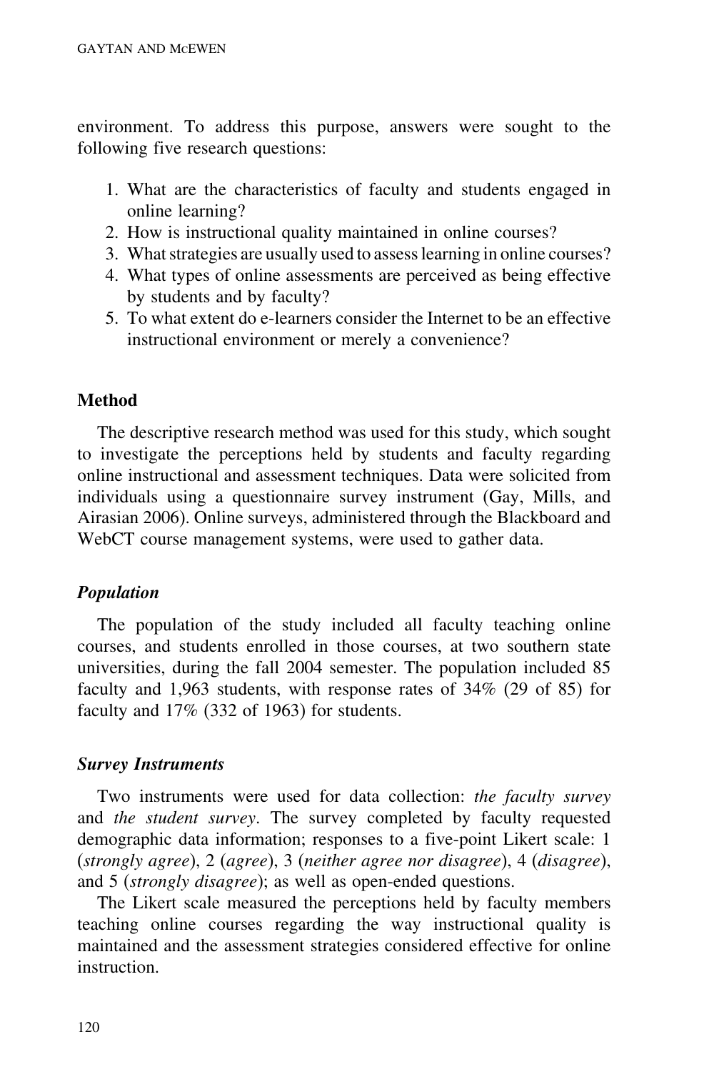environment. To address this purpose, answers were sought to the following five research questions:

1. What are the characteristics of faculty and students engaged in online learning?
2. How is instructional quality maintained in online courses?
3. What strategies are usually used to assess learning in online courses?
4. What types of online assessments are perceived as being effective by students and by faculty?
5. To what extent do e-learners consider the Internet to be an effective instructional environment or merely a convenience?

## Method

The descriptive research method was used for this study, which sought to investigate the perceptions held by students and faculty regarding online instructional and assessment techniques. Data were solicited from individuals using a questionnaire survey instrument (Gay, Mills, and Airasian 2006). Online surveys, administered through the Blackboard and WebCT course management systems, were used to gather data.

### *Population*

The population of the study included all faculty teaching online courses, and students enrolled in those courses, at two southern state universities, during the fall 2004 semester. The population included 85 faculty and 1,963 students, with response rates of 34% (29 of 85) for faculty and 17% (332 of 1963) for students.

### *Survey Instruments*

Two instruments were used for data collection: *the faculty survey* and *the student survey*. The survey completed by faculty requested demographic data information; responses to a five-point Likert scale: 1 (*strongly agree*), 2 (*agree*), 3 (*neither agree nor disagree*), 4 (*disagree*), and 5 (*strongly disagree*); as well as open-ended questions.

The Likert scale measured the perceptions held by faculty members teaching online courses regarding the way instructional quality is maintained and the assessment strategies considered effective for online instruction.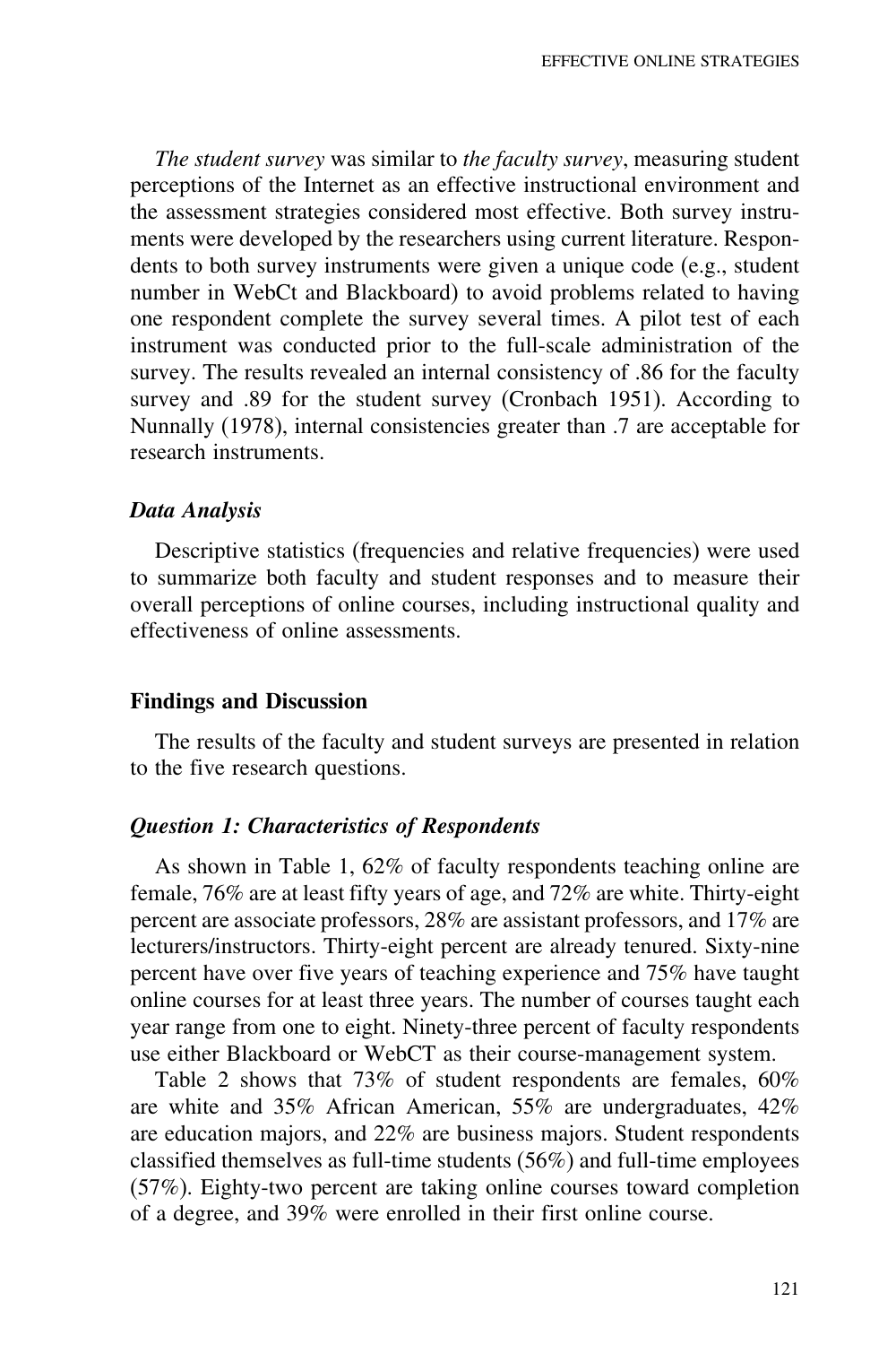*The student survey* was similar to *the faculty survey*, measuring student perceptions of the Internet as an effective instructional environment and the assessment strategies considered most effective. Both survey instruments were developed by the researchers using current literature. Respondents to both survey instruments were given a unique code (e.g., student number in WebCt and Blackboard) to avoid problems related to having one respondent complete the survey several times. A pilot test of each instrument was conducted prior to the full-scale administration of the survey. The results revealed an internal consistency of .86 for the faculty survey and .89 for the student survey (Cronbach 1951). According to Nunnally (1978), internal consistencies greater than .7 are acceptable for research instruments.

### *Data Analysis*

Descriptive statistics (frequencies and relative frequencies) were used to summarize both faculty and student responses and to measure their overall perceptions of online courses, including instructional quality and effectiveness of online assessments.

## Findings and Discussion

The results of the faculty and student surveys are presented in relation to the five research questions.

### *Question 1: Characteristics of Respondents*

As shown in Table 1, 62% of faculty respondents teaching online are female, 76% are at least fifty years of age, and 72% are white. Thirty-eight percent are associate professors, 28% are assistant professors, and 17% are lecturers/instructors. Thirty-eight percent are already tenured. Sixty-nine percent have over five years of teaching experience and 75% have taught online courses for at least three years. The number of courses taught each year range from one to eight. Ninety-three percent of faculty respondents use either Blackboard or WebCT as their course-management system.

Table 2 shows that 73% of student respondents are females, 60% are white and 35% African American, 55% are undergraduates, 42% are education majors, and 22% are business majors. Student respondents classified themselves as full-time students (56%) and full-time employees (57%). Eighty-two percent are taking online courses toward completion of a degree, and 39% were enrolled in their first online course.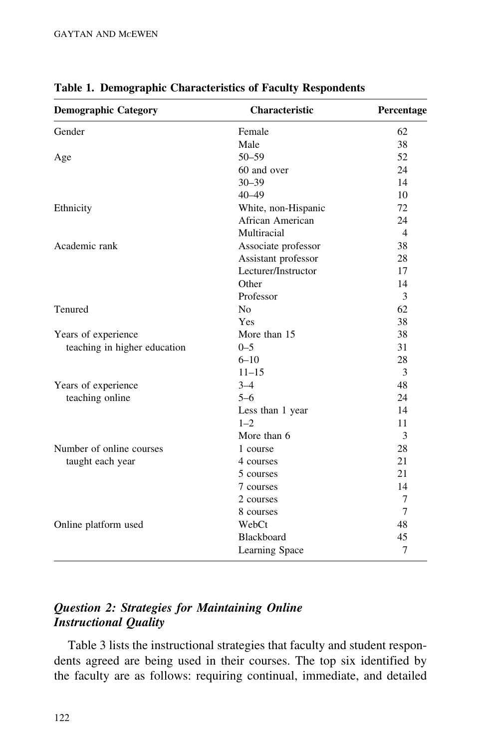**Table 1. Demographic Characteristics of Faculty Respondents**

| Demographic Category | Characteristic | Percentage |
|---|---|---|
| Gender | Female | 62 |
| | Male | 38 |
| Age | 50–59 | 52 |
| | 60 and over | 24 |
| | 30–39 | 14 |
| | 40–49 | 10 |
| Ethnicity | White, non-Hispanic | 72 |
| | African American | 24 |
| | Multiracial | 4 |
| Academic rank | Associate professor | 38 |
| | Assistant professor | 28 |
| | Lecturer/Instructor | 17 |
| | Other | 14 |
| | Professor | 3 |
| Tenured | No | 62 |
| | Yes | 38 |
| Years of experience teaching in higher education | More than 15 | 38 |
| | 0–5 | 31 |
| | 6–10 | 28 |
| | 11–15 | 3 |
| Years of experience teaching online | 3–4 | 48 |
| | 5–6 | 24 |
| | Less than 1 year | 14 |
| | 1–2 | 11 |
| | More than 6 | 3 |
| Number of online courses taught each year | 1 course | 28 |
| | 4 courses | 21 |
| | 5 courses | 21 |
| | 7 courses | 14 |
| | 2 courses | 7 |
| | 8 courses | 7 |
| Online platform used | WebCt | 48 |
| | Blackboard | 45 |
| | Learning Space | 7 |

### *Question 2: Strategies for Maintaining Online Instructional Quality*

Table 3 lists the instructional strategies that faculty and student respondents agreed are being used in their courses. The top six identified by the faculty are as follows: requiring continual, immediate, and detailed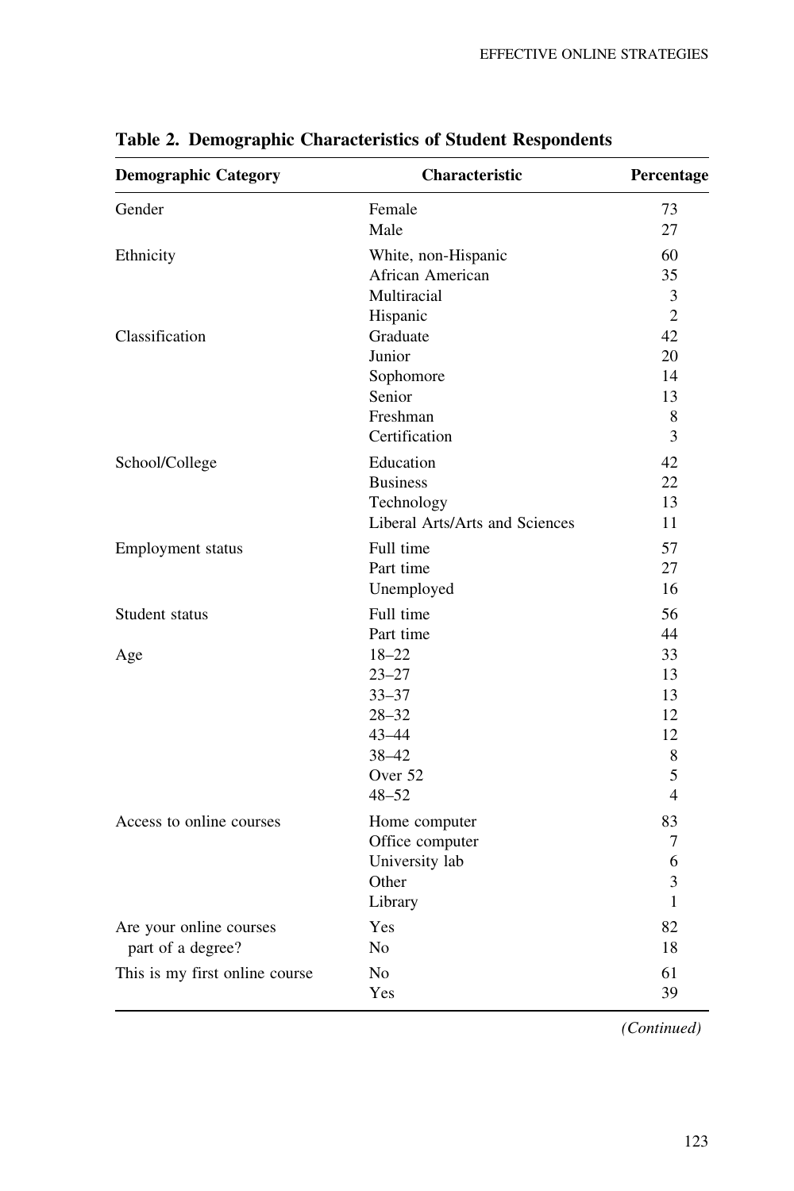**Table 2. Demographic Characteristics of Student Respondents**

| Demographic Category | Characteristic | Percentage |
|---|---|---|
| Gender | Female | 73 |
| | Male | 27 |
| Ethnicity | White, non-Hispanic | 60 |
| | African American | 35 |
| | Multiracial | 3 |
| | Hispanic | 2 |
| Classification | Graduate | 42 |
| | Junior | 20 |
| | Sophomore | 14 |
| | Senior | 13 |
| | Freshman | 8 |
| | Certification | 3 |
| School/College | Education | 42 |
| | Business | 22 |
| | Technology | 13 |
| | Liberal Arts/Arts and Sciences | 11 |
| Employment status | Full time | 57 |
| | Part time | 27 |
| | Unemployed | 16 |
| Student status | Full time | 56 |
| | Part time | 44 |
| Age | 18–22 | 33 |
| | 23–27 | 13 |
| | 33–37 | 13 |
| | 28–32 | 12 |
| | 43–44 | 12 |
| | 38–42 | 8 |
| | Over 52 | 5 |
| | 48–52 | 4 |
| Access to online courses | Home computer | 83 |
| | Office computer | 7 |
| | University lab | 6 |
| | Other | 3 |
| | Library | 1 |
| Are your online courses part of a degree? | Yes | 82 |
| | No | 18 |
| This is my first online course | No | 61 |
| | Yes | 39 |

*(Continued)*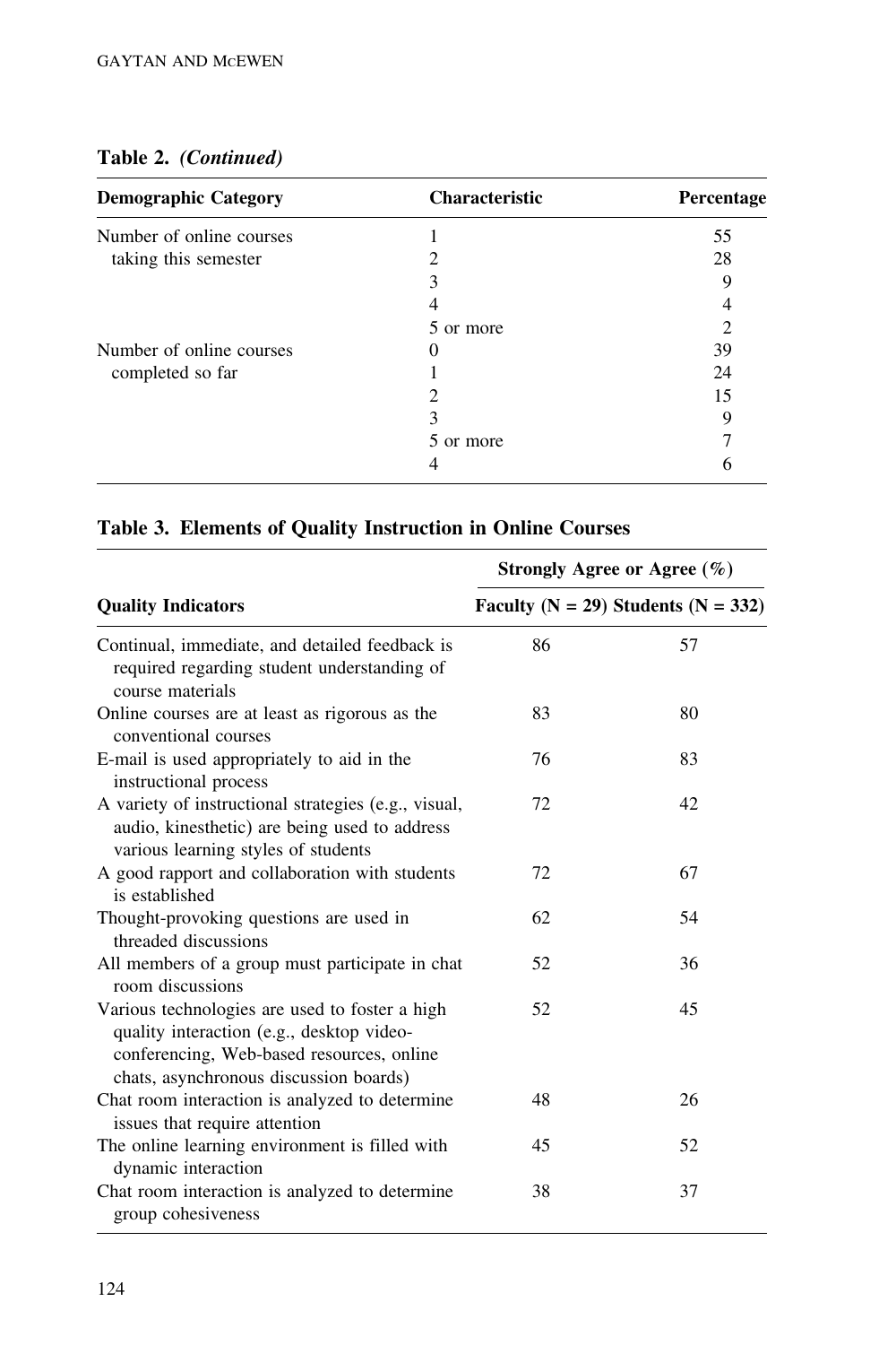**Table 2.** ***(Continued)***

| Demographic Category | Characteristic | Percentage |
|---|---|---|
| Number of online courses taking this semester | 1 | 55 |
| | 2 | 28 |
| | 3 | 9 |
| | 4 | 4 |
| | 5 or more | 2 |
| Number of online courses completed so far | 0 | 39 |
| | 1 | 24 |
| | 2 | 15 |
| | 3 | 9 |
| | 5 or more | 7 |
| | 4 | 6 |

**Table 3. Elements of Quality Instruction in Online Courses**

| | Strongly Agree or Agree (%) | |
|---|---|---|
| **Quality Indicators** | **Faculty (N = 29)** | **Students (N = 332)** |
| Continual, immediate, and detailed feedback is required regarding student understanding of course materials | 86 | 57 |
| Online courses are at least as rigorous as the conventional courses | 83 | 80 |
| E-mail is used appropriately to aid in the instructional process | 76 | 83 |
| A variety of instructional strategies (e.g., visual, audio, kinesthetic) are being used to address various learning styles of students | 72 | 42 |
| A good rapport and collaboration with students is established | 72 | 67 |
| Thought-provoking questions are used in threaded discussions | 62 | 54 |
| All members of a group must participate in chat room discussions | 52 | 36 |
| Various technologies are used to foster a high quality interaction (e.g., desktop video-conferencing, Web-based resources, online chats, asynchronous discussion boards) | 52 | 45 |
| Chat room interaction is analyzed to determine issues that require attention | 48 | 26 |
| The online learning environment is filled with dynamic interaction | 45 | 52 |
| Chat room interaction is analyzed to determine group cohesiveness | 38 | 37 |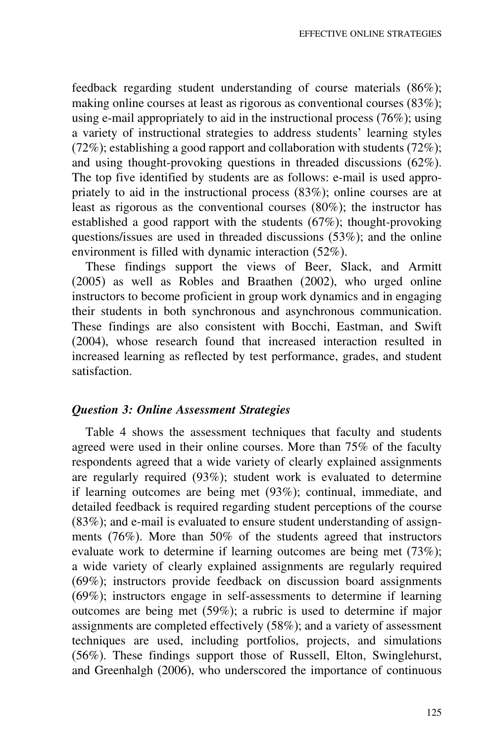feedback regarding student understanding of course materials (86%); making online courses at least as rigorous as conventional courses (83%); using e-mail appropriately to aid in the instructional process (76%); using a variety of instructional strategies to address students' learning styles (72%); establishing a good rapport and collaboration with students (72%); and using thought-provoking questions in threaded discussions (62%). The top five identified by students are as follows: e-mail is used appropriately to aid in the instructional process (83%); online courses are at least as rigorous as the conventional courses (80%); the instructor has established a good rapport with the students (67%); thought-provoking questions/issues are used in threaded discussions (53%); and the online environment is filled with dynamic interaction (52%).

These findings support the views of Beer, Slack, and Armitt (2005) as well as Robles and Braathen (2002), who urged online instructors to become proficient in group work dynamics and in engaging their students in both synchronous and asynchronous communication. These findings are also consistent with Bocchi, Eastman, and Swift (2004), whose research found that increased interaction resulted in increased learning as reflected by test performance, grades, and student satisfaction.

### *Question 3: Online Assessment Strategies*

Table 4 shows the assessment techniques that faculty and students agreed were used in their online courses. More than 75% of the faculty respondents agreed that a wide variety of clearly explained assignments are regularly required (93%); student work is evaluated to determine if learning outcomes are being met (93%); continual, immediate, and detailed feedback is required regarding student perceptions of the course (83%); and e-mail is evaluated to ensure student understanding of assignments (76%). More than 50% of the students agreed that instructors evaluate work to determine if learning outcomes are being met (73%); a wide variety of clearly explained assignments are regularly required (69%); instructors provide feedback on discussion board assignments (69%); instructors engage in self-assessments to determine if learning outcomes are being met (59%); a rubric is used to determine if major assignments are completed effectively (58%); and a variety of assessment techniques are used, including portfolios, projects, and simulations (56%). These findings support those of Russell, Elton, Swinglehurst, and Greenhalgh (2006), who underscored the importance of continuous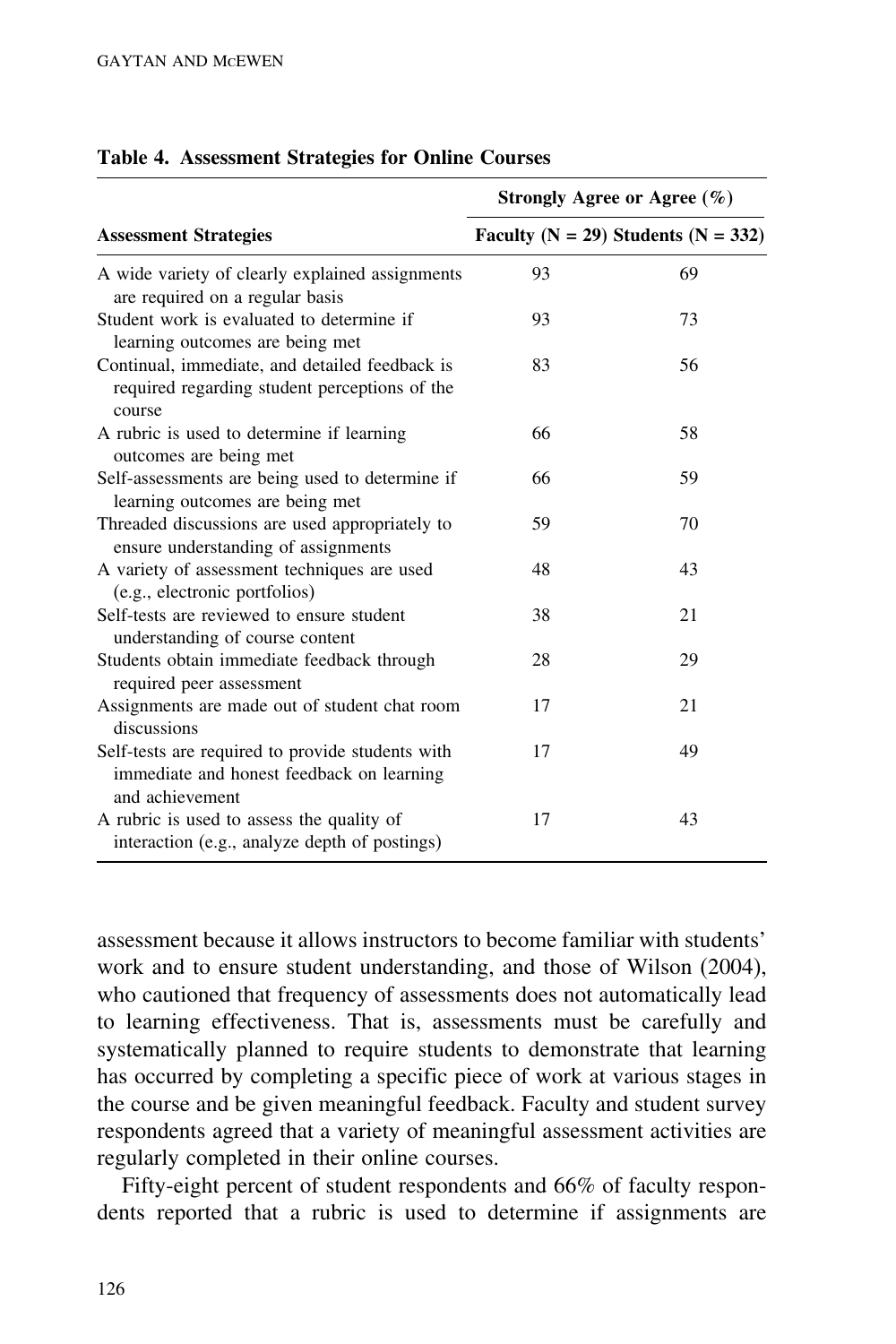**Table 4. Assessment Strategies for Online Courses**

| Assessment Strategies | Strongly Agree or Agree (%) | |
|---|---|---|
| | Faculty (N = 29) | Students (N = 332) |
| A wide variety of clearly explained assignments are required on a regular basis | 93 | 69 |
| Student work is evaluated to determine if learning outcomes are being met | 93 | 73 |
| Continual, immediate, and detailed feedback is required regarding student perceptions of the course | 83 | 56 |
| A rubric is used to determine if learning outcomes are being met | 66 | 58 |
| Self-assessments are being used to determine if learning outcomes are being met | 66 | 59 |
| Threaded discussions are used appropriately to ensure understanding of assignments | 59 | 70 |
| A variety of assessment techniques are used (e.g., electronic portfolios) | 48 | 43 |
| Self-tests are reviewed to ensure student understanding of course content | 38 | 21 |
| Students obtain immediate feedback through required peer assessment | 28 | 29 |
| Assignments are made out of student chat room discussions | 17 | 21 |
| Self-tests are required to provide students with immediate and honest feedback on learning and achievement | 17 | 49 |
| A rubric is used to assess the quality of interaction (e.g., analyze depth of postings) | 17 | 43 |

assessment because it allows instructors to become familiar with students' work and to ensure student understanding, and those of Wilson (2004), who cautioned that frequency of assessments does not automatically lead to learning effectiveness. That is, assessments must be carefully and systematically planned to require students to demonstrate that learning has occurred by completing a specific piece of work at various stages in the course and be given meaningful feedback. Faculty and student survey respondents agreed that a variety of meaningful assessment activities are regularly completed in their online courses.

Fifty-eight percent of student respondents and 66% of faculty respondents reported that a rubric is used to determine if assignments are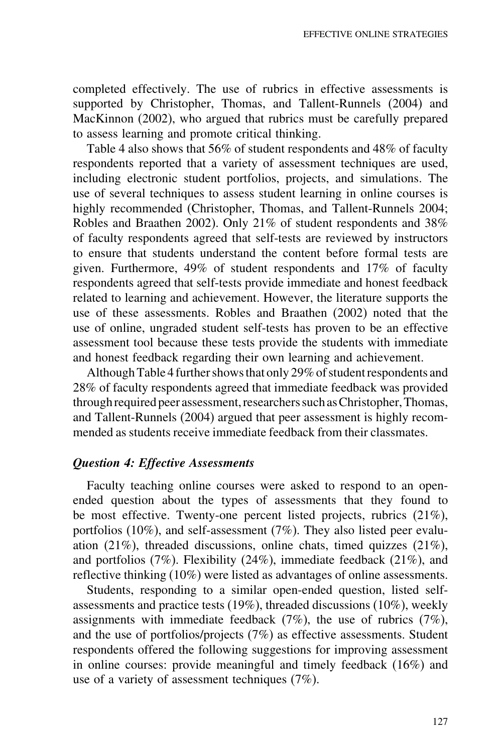completed effectively. The use of rubrics in effective assessments is supported by Christopher, Thomas, and Tallent-Runnels (2004) and MacKinnon (2002), who argued that rubrics must be carefully prepared to assess learning and promote critical thinking.

Table 4 also shows that 56% of student respondents and 48% of faculty respondents reported that a variety of assessment techniques are used, including electronic student portfolios, projects, and simulations. The use of several techniques to assess student learning in online courses is highly recommended (Christopher, Thomas, and Tallent-Runnels 2004; Robles and Braathen 2002). Only 21% of student respondents and 38% of faculty respondents agreed that self-tests are reviewed by instructors to ensure that students understand the content before formal tests are given. Furthermore, 49% of student respondents and 17% of faculty respondents agreed that self-tests provide immediate and honest feedback related to learning and achievement. However, the literature supports the use of these assessments. Robles and Braathen (2002) noted that the use of online, ungraded student self-tests has proven to be an effective assessment tool because these tests provide the students with immediate and honest feedback regarding their own learning and achievement.

Although Table 4 further shows that only 29% of student respondents and 28% of faculty respondents agreed that immediate feedback was provided through required peer assessment, researchers such as Christopher, Thomas, and Tallent-Runnels (2004) argued that peer assessment is highly recommended as students receive immediate feedback from their classmates.

### *Question 4: Effective Assessments*

Faculty teaching online courses were asked to respond to an open-ended question about the types of assessments that they found to be most effective. Twenty-one percent listed projects, rubrics (21%), portfolios (10%), and self-assessment (7%). They also listed peer evaluation (21%), threaded discussions, online chats, timed quizzes (21%), and portfolios (7%). Flexibility (24%), immediate feedback (21%), and reflective thinking (10%) were listed as advantages of online assessments.

Students, responding to a similar open-ended question, listed self-assessments and practice tests (19%), threaded discussions (10%), weekly assignments with immediate feedback (7%), the use of rubrics (7%), and the use of portfolios/projects (7%) as effective assessments. Student respondents offered the following suggestions for improving assessment in online courses: provide meaningful and timely feedback (16%) and use of a variety of assessment techniques (7%).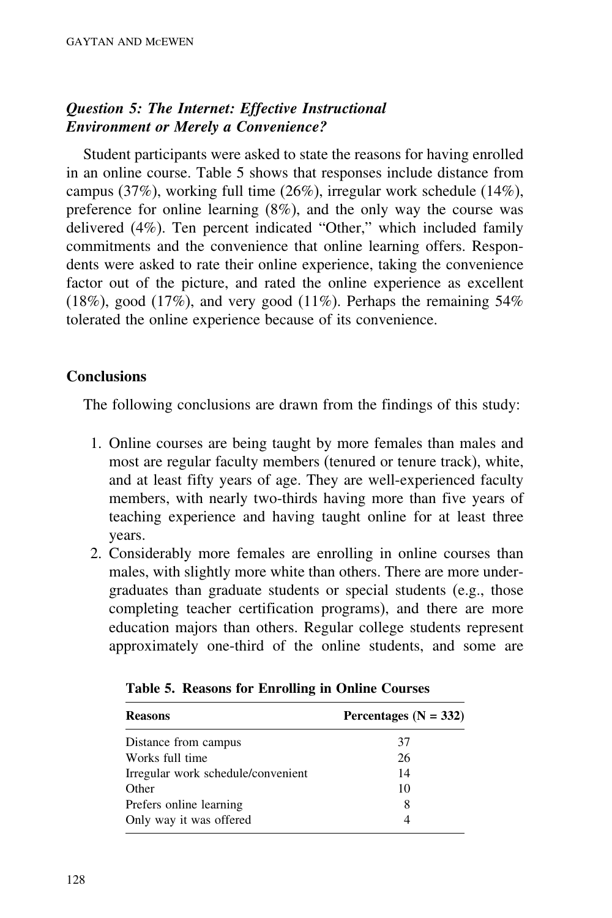### *Question 5: The Internet: Effective Instructional Environment or Merely a Convenience?*

Student participants were asked to state the reasons for having enrolled in an online course. Table 5 shows that responses include distance from campus (37%), working full time (26%), irregular work schedule (14%), preference for online learning (8%), and the only way the course was delivered (4%). Ten percent indicated "Other," which included family commitments and the convenience that online learning offers. Respondents were asked to rate their online experience, taking the convenience factor out of the picture, and rated the online experience as excellent (18%), good (17%), and very good (11%). Perhaps the remaining 54% tolerated the online experience because of its convenience.

## Conclusions

The following conclusions are drawn from the findings of this study:

1. Online courses are being taught by more females than males and most are regular faculty members (tenured or tenure track), white, and at least fifty years of age. They are well-experienced faculty members, with nearly two-thirds having more than five years of teaching experience and having taught online for at least three years.
2. Considerably more females are enrolling in online courses than males, with slightly more white than others. There are more undergraduates than graduate students or special students (e.g., those completing teacher certification programs), and there are more education majors than others. Regular college students represent approximately one-third of the online students, and some are

**Table 5. Reasons for Enrolling in Online Courses**

| Reasons | Percentages (N = 332) |
|---|---|
| Distance from campus | 37 |
| Works full time | 26 |
| Irregular work schedule/convenient | 14 |
| Other | 10 |
| Prefers online learning | 8 |
| Only way it was offered | 4 |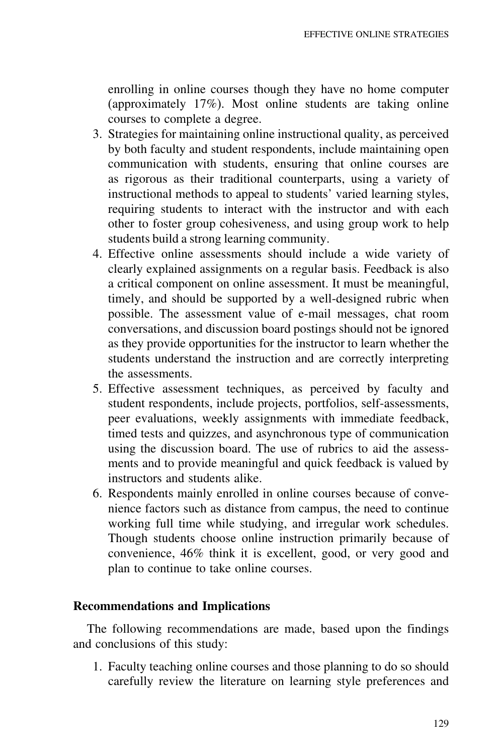enrolling in online courses though they have no home computer (approximately 17%). Most online students are taking online courses to complete a degree.

3. Strategies for maintaining online instructional quality, as perceived by both faculty and student respondents, include maintaining open communication with students, ensuring that online courses are as rigorous as their traditional counterparts, using a variety of instructional methods to appeal to students' varied learning styles, requiring students to interact with the instructor and with each other to foster group cohesiveness, and using group work to help students build a strong learning community.
4. Effective online assessments should include a wide variety of clearly explained assignments on a regular basis. Feedback is also a critical component on online assessment. It must be meaningful, timely, and should be supported by a well-designed rubric when possible. The assessment value of e-mail messages, chat room conversations, and discussion board postings should not be ignored as they provide opportunities for the instructor to learn whether the students understand the instruction and are correctly interpreting the assessments.
5. Effective assessment techniques, as perceived by faculty and student respondents, include projects, portfolios, self-assessments, peer evaluations, weekly assignments with immediate feedback, timed tests and quizzes, and asynchronous type of communication using the discussion board. The use of rubrics to aid the assessments and to provide meaningful and quick feedback is valued by instructors and students alike.
6. Respondents mainly enrolled in online courses because of convenience factors such as distance from campus, the need to continue working full time while studying, and irregular work schedules. Though students choose online instruction primarily because of convenience, 46% think it is excellent, good, or very good and plan to continue to take online courses.

**Recommendations and Implications**

The following recommendations are made, based upon the findings and conclusions of this study:

1. Faculty teaching online courses and those planning to do so should carefully review the literature on learning style preferences and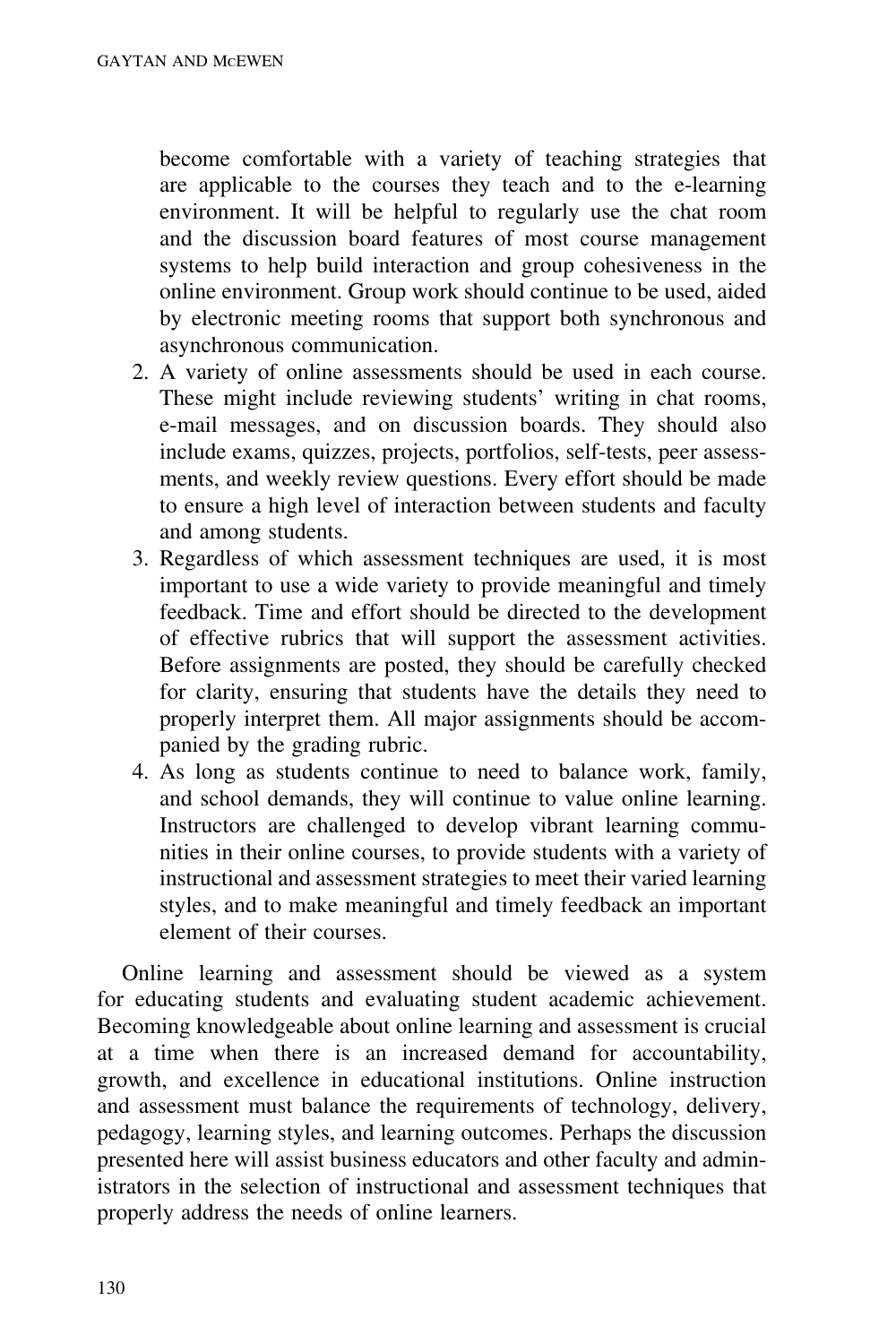become comfortable with a variety of teaching strategies that are applicable to the courses they teach and to the e-learning environment. It will be helpful to regularly use the chat room and the discussion board features of most course management systems to help build interaction and group cohesiveness in the online environment. Group work should continue to be used, aided by electronic meeting rooms that support both synchronous and asynchronous communication.

2. A variety of online assessments should be used in each course. These might include reviewing students' writing in chat rooms, e-mail messages, and on discussion boards. They should also include exams, quizzes, projects, portfolios, self-tests, peer assessments, and weekly review questions. Every effort should be made to ensure a high level of interaction between students and faculty and among students.
3. Regardless of which assessment techniques are used, it is most important to use a wide variety to provide meaningful and timely feedback. Time and effort should be directed to the development of effective rubrics that will support the assessment activities. Before assignments are posted, they should be carefully checked for clarity, ensuring that students have the details they need to properly interpret them. All major assignments should be accompanied by the grading rubric.
4. As long as students continue to need to balance work, family, and school demands, they will continue to value online learning. Instructors are challenged to develop vibrant learning communities in their online courses, to provide students with a variety of instructional and assessment strategies to meet their varied learning styles, and to make meaningful and timely feedback an important element of their courses.

Online learning and assessment should be viewed as a system for educating students and evaluating student academic achievement. Becoming knowledgeable about online learning and assessment is crucial at a time when there is an increased demand for accountability, growth, and excellence in educational institutions. Online instruction and assessment must balance the requirements of technology, delivery, pedagogy, learning styles, and learning outcomes. Perhaps the discussion presented here will assist business educators and other faculty and administrators in the selection of instructional and assessment techniques that properly address the needs of online learners.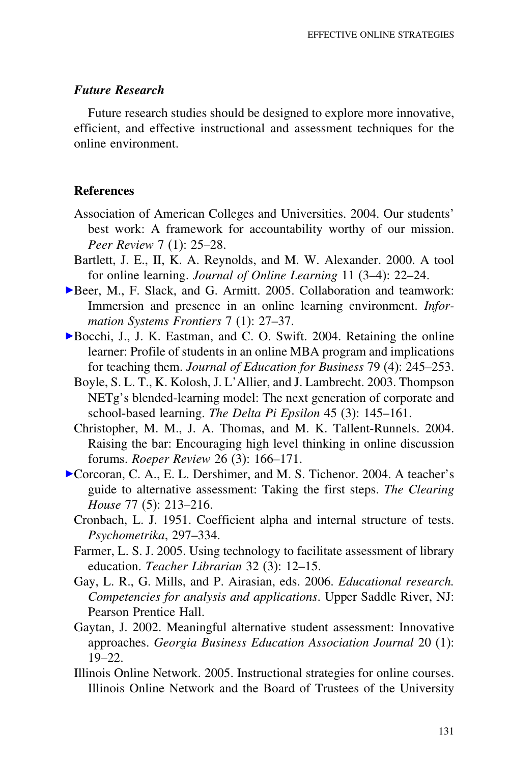### *Future Research*

Future research studies should be designed to explore more innovative, efficient, and effective instructional and assessment techniques for the online environment.

### References

Association of American Colleges and Universities. 2004. Our students' best work: A framework for accountability worthy of our mission. *Peer Review* 7 (1): 25–28.

Bartlett, J. E., II, K. A. Reynolds, and M. W. Alexander. 2000. A tool for online learning. *Journal of Online Learning* 11 (3–4): 22–24.

Beer, M., F. Slack, and G. Armitt. 2005. Collaboration and teamwork: Immersion and presence in an online learning environment. *Information Systems Frontiers* 7 (1): 27–37.

Bocchi, J., J. K. Eastman, and C. O. Swift. 2004. Retaining the online learner: Profile of students in an online MBA program and implications for teaching them. *Journal of Education for Business* 79 (4): 245–253.

Boyle, S. L. T., K. Kolosh, J. L'Allier, and J. Lambrecht. 2003. Thompson NETg's blended-learning model: The next generation of corporate and school-based learning. *The Delta Pi Epsilon* 45 (3): 145–161.

Christopher, M. M., J. A. Thomas, and M. K. Tallent-Runnels. 2004. Raising the bar: Encouraging high level thinking in online discussion forums. *Roeper Review* 26 (3): 166–171.

Corcoran, C. A., E. L. Dershimer, and M. S. Tichenor. 2004. A teacher's guide to alternative assessment: Taking the first steps. *The Clearing House* 77 (5): 213–216.

Cronbach, L. J. 1951. Coefficient alpha and internal structure of tests. *Psychometrika*, 297–334.

Farmer, L. S. J. 2005. Using technology to facilitate assessment of library education. *Teacher Librarian* 32 (3): 12–15.

Gay, L. R., G. Mills, and P. Airasian, eds. 2006. *Educational research. Competencies for analysis and applications*. Upper Saddle River, NJ: Pearson Prentice Hall.

Gaytan, J. 2002. Meaningful alternative student assessment: Innovative approaches. *Georgia Business Education Association Journal* 20 (1): 19–22.

Illinois Online Network. 2005. Instructional strategies for online courses. Illinois Online Network and the Board of Trustees of the University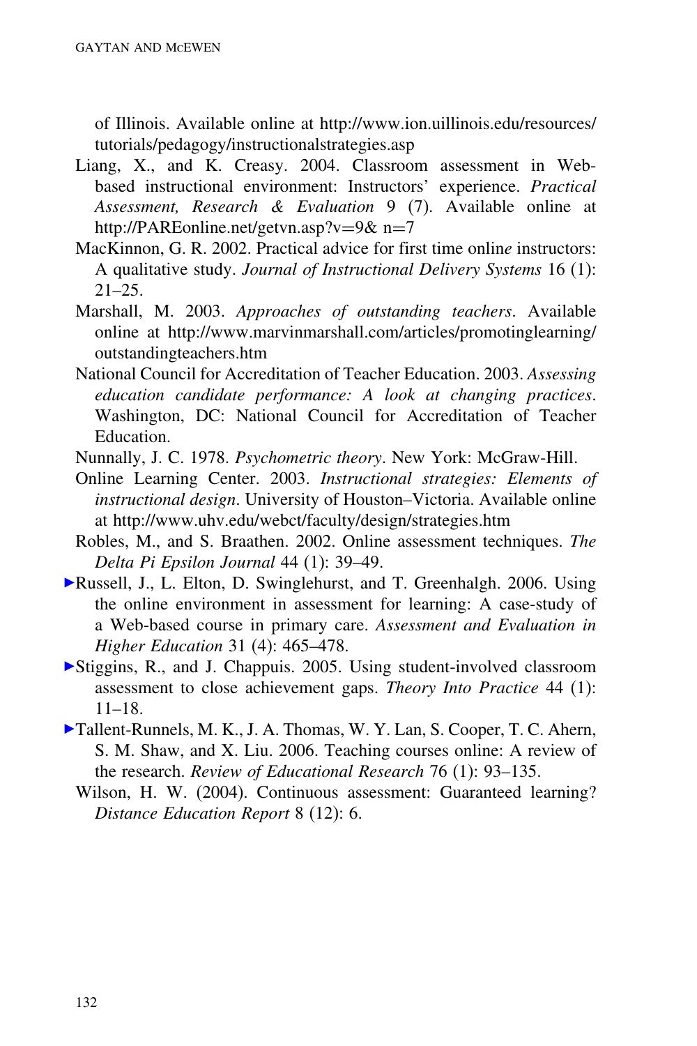of Illinois. Available online at http://www.ion.uillinois.edu/resources/tutorials/pedagogy/instructionalstrategies.asp

Liang, X., and K. Creasy. 2004. Classroom assessment in Web-based instructional environment: Instructors' experience. *Practical Assessment, Research & Evaluation* 9 (7). Available online at http://PAREonline.net/getvn.asp?v=9& n=7

MacKinnon, G. R. 2002. Practical advice for first time online instructors: A qualitative study. *Journal of Instructional Delivery Systems* 16 (1): 21–25.

Marshall, M. 2003. *Approaches of outstanding teachers*. Available online at http://www.marvinmarshall.com/articles/promotinglearning/outstandingteachers.htm

National Council for Accreditation of Teacher Education. 2003. *Assessing education candidate performance: A look at changing practices*. Washington, DC: National Council for Accreditation of Teacher Education.

Nunnally, J. C. 1978. *Psychometric theory*. New York: McGraw-Hill.

Online Learning Center. 2003. *Instructional strategies: Elements of instructional design*. University of Houston–Victoria. Available online at http://www.uhv.edu/webct/faculty/design/strategies.htm

Robles, M., and S. Braathen. 2002. Online assessment techniques. *The Delta Pi Epsilon Journal* 44 (1): 39–49.

Russell, J., L. Elton, D. Swinglehurst, and T. Greenhalgh. 2006. Using the online environment in assessment for learning: A case-study of a Web-based course in primary care. *Assessment and Evaluation in Higher Education* 31 (4): 465–478.

Stiggins, R., and J. Chappuis. 2005. Using student-involved classroom assessment to close achievement gaps. *Theory Into Practice* 44 (1): 11–18.

Tallent-Runnels, M. K., J. A. Thomas, W. Y. Lan, S. Cooper, T. C. Ahern, S. M. Shaw, and X. Liu. 2006. Teaching courses online: A review of the research. *Review of Educational Research* 76 (1): 93–135.

Wilson, H. W. (2004). Continuous assessment: Guaranteed learning? *Distance Education Report* 8 (12): 6.